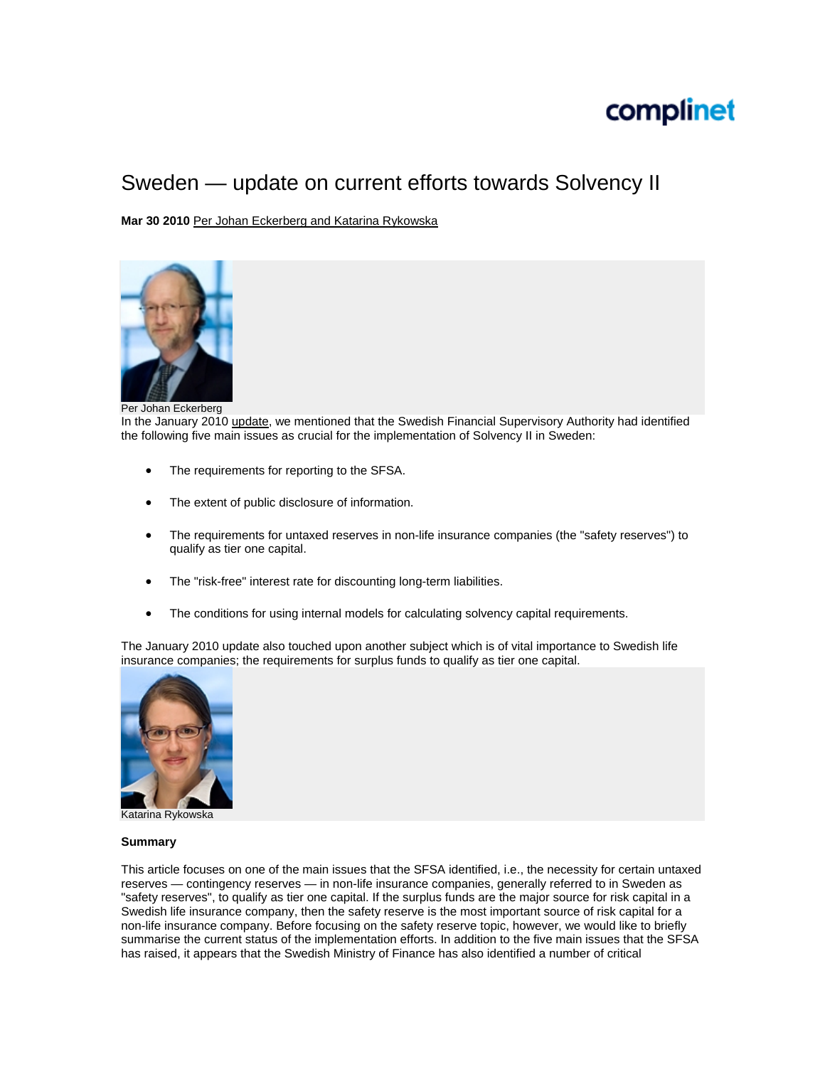# Sweden — update on current efforts towards Solvency II

**Mar 30 2010** Per Johan Eckerberg and Katarina Rykowska

Per Johan Eckerberg

In the January 2010 update, we mentioned that the Swedish Financial Supervisory Authority had identified the following five main issues as crucial for the implementation of Solvency II in Sweden:

- The requirements for reporting to the SFSA.
- The extent of public disclosure of information.
- The requirements for untaxed reserves in non-life insurance companies (the "safety reserves") to qualify as tier one capital.
- The "risk-free" interest rate for discounting long-term liabilities.
- The conditions for using internal models for calculating solvency capital requirements.

The January 2010 update also touched upon another subject which is of vital importance to Swedish life insurance companies; the requirements for surplus funds to qualify as tier one capital.

Katarina Rykowska

**Summary**

This article focuses on one of the main issues that the SFSA identified, i.e., the necessity for certain untaxed reserves — contingency reserves — in non-life insurance companies, generally referred to in Sweden as "safety reserves", to qualify as tier one capital. If the surplus funds are the major source for risk capital in a Swedish life insurance company, then the safety reserve is the most important source of risk capital for a non-life insurance company. Before focusing on the safety reserve topic, however, we would like to briefly summarise the current status of the implementation efforts. In addition to the five main issues that the SFSA has raised, it appears that the Swedish Ministry of Finance has also identified a number of critical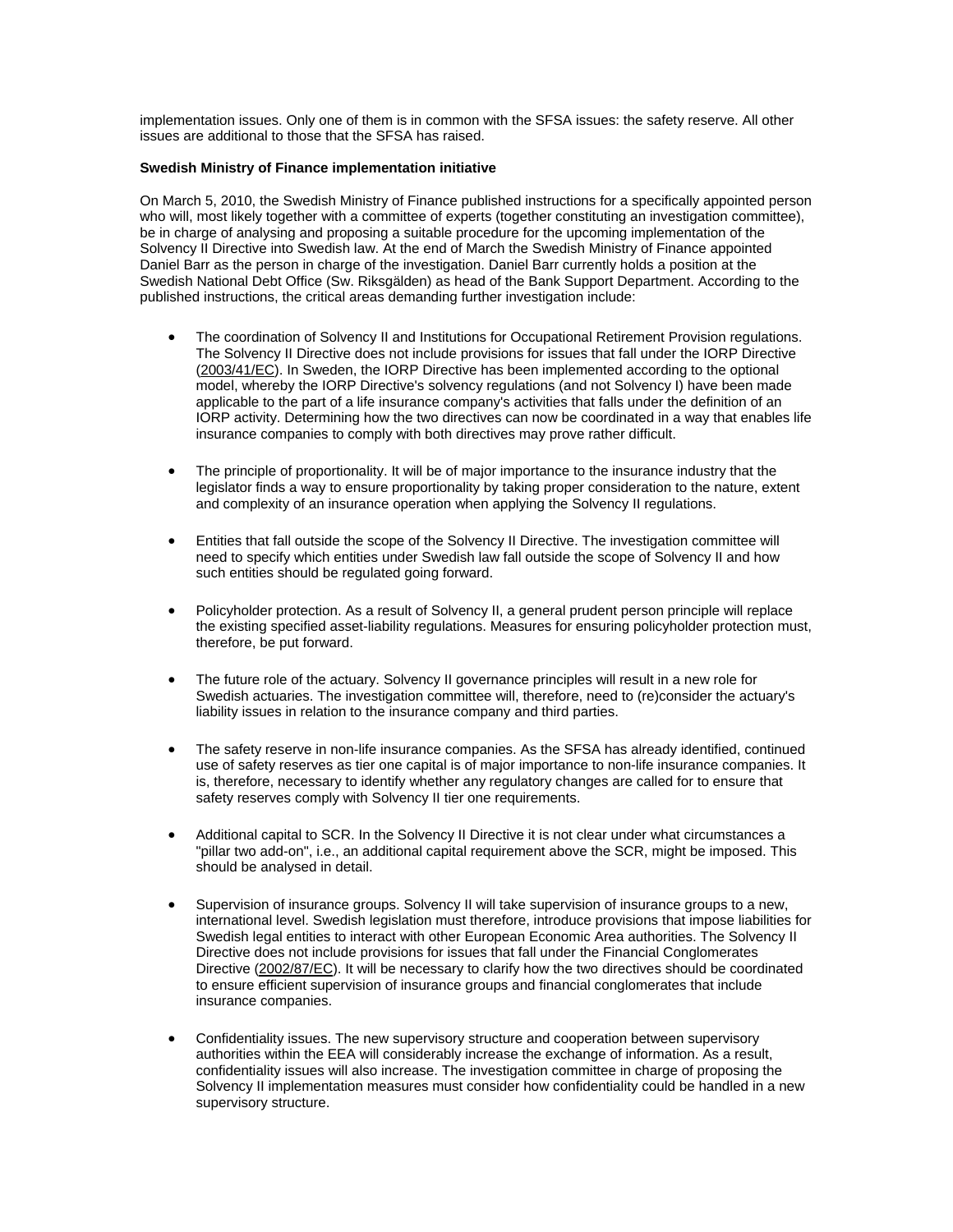implementation issues. Only one of them is in common with the SFSA issues: the safety reserve. All other issues are additional to those that the SFSA has raised.

**Swedish Ministry of Finance implementation initiative**

On March 5, 2010, the Swedish Ministry of Finance published instructions for a specifically appointed person who will, most likely together with a committee of experts (together constituting an investigation committee), be in charge of analysing and proposing a suitable procedure for the upcoming implementation of the Solvency II Directive into Swedish law. At the end of March the Swedish Ministry of Finance appointed Daniel Barr as the person in charge of the investigation. Daniel Barr currently holds a position at the Swedish National Debt Office (Sw. Riksgälden) as head of the Bank Support Department. According to the published instructions, the critical areas demanding further investigation include:

- The coordination of Solvency II and Institutions for Occupational Retirement Provision regulations. The Solvency II Directive does not include provisions for issues that fall under the IORP Directive (2003/41/EC). In Sweden, the IORP Directive has been implemented according to the optional model, whereby the IORP Directive's solvency regulations (and not Solvency I) have been made applicable to the part of a life insurance company's activities that falls under the definition of an IORP activity. Determining how the two directives can now be coordinated in a way that enables life insurance companies to comply with both directives may prove rather difficult.

- The principle of proportionality. It will be of major importance to the insurance industry that the legislator finds a way to ensure proportionality by taking proper consideration to the nature, extent and complexity of an insurance operation when applying the Solvency II regulations.

- Entities that fall outside the scope of the Solvency II Directive. The investigation committee will need to specify which entities under Swedish law fall outside the scope of Solvency II and how such entities should be regulated going forward.

- Policyholder protection. As a result of Solvency II, a general prudent person principle will replace the existing specified asset-liability regulations. Measures for ensuring policyholder protection must, therefore, be put forward.

- The future role of the actuary. Solvency II governance principles will result in a new role for Swedish actuaries. The investigation committee will, therefore, need to (re)consider the actuary's liability issues in relation to the insurance company and third parties.

- The safety reserve in non-life insurance companies. As the SFSA has already identified, continued use of safety reserves as tier one capital is of major importance to non-life insurance companies. It is, therefore, necessary to identify whether any regulatory changes are called for to ensure that safety reserves comply with Solvency II tier one requirements.

- Additional capital to SCR. In the Solvency II Directive it is not clear under what circumstances a "pillar two add-on", i.e., an additional capital requirement above the SCR, might be imposed. This should be analysed in detail.

- Supervision of insurance groups. Solvency II will take supervision of insurance groups to a new, international level. Swedish legislation must therefore, introduce provisions that impose liabilities for Swedish legal entities to interact with other European Economic Area authorities. The Solvency II Directive does not include provisions for issues that fall under the Financial Conglomerates Directive (2002/87/EC). It will be necessary to clarify how the two directives should be coordinated to ensure efficient supervision of insurance groups and financial conglomerates that include insurance companies.

- Confidentiality issues. The new supervisory structure and cooperation between supervisory authorities within the EEA will considerably increase the exchange of information. As a result, confidentiality issues will also increase. The investigation committee in charge of proposing the Solvency II implementation measures must consider how confidentiality could be handled in a new supervisory structure.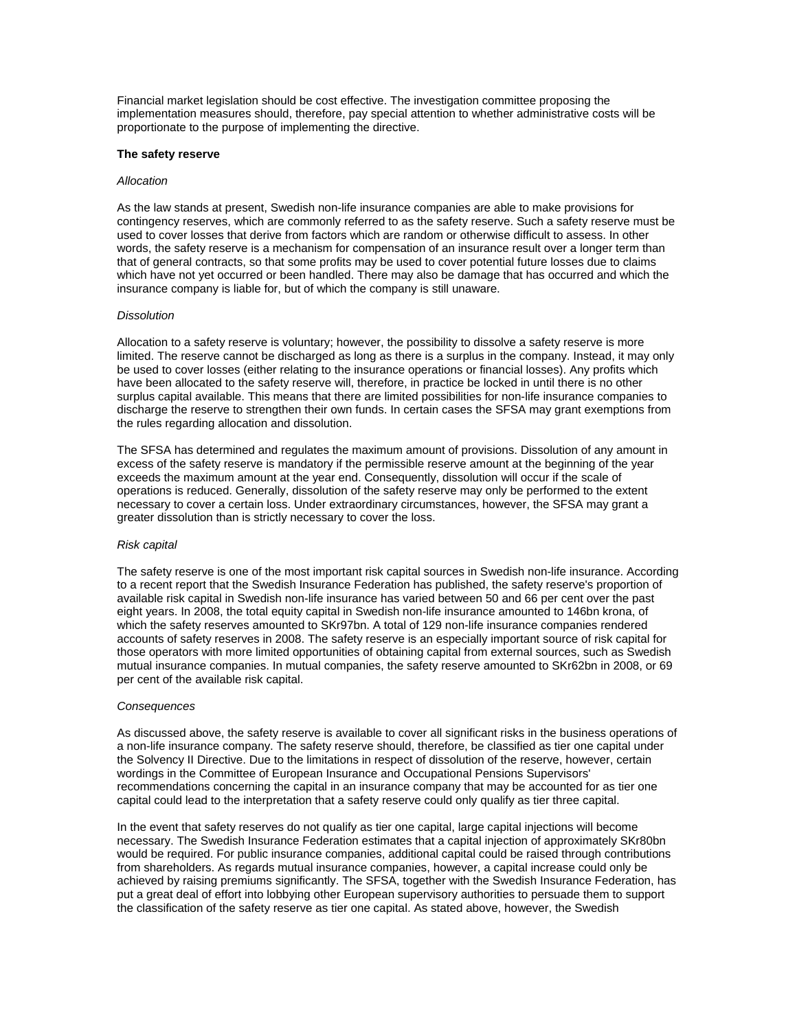Financial market legislation should be cost effective. The investigation committee proposing the implementation measures should, therefore, pay special attention to whether administrative costs will be proportionate to the purpose of implementing the directive.

**The safety reserve**

*Allocation*

As the law stands at present, Swedish non-life insurance companies are able to make provisions for contingency reserves, which are commonly referred to as the safety reserve. Such a safety reserve must be used to cover losses that derive from factors which are random or otherwise difficult to assess. In other words, the safety reserve is a mechanism for compensation of an insurance result over a longer term than that of general contracts, so that some profits may be used to cover potential future losses due to claims which have not yet occurred or been handled. There may also be damage that has occurred and which the insurance company is liable for, but of which the company is still unaware.

*Dissolution*

Allocation to a safety reserve is voluntary; however, the possibility to dissolve a safety reserve is more limited. The reserve cannot be discharged as long as there is a surplus in the company. Instead, it may only be used to cover losses (either relating to the insurance operations or financial losses). Any profits which have been allocated to the safety reserve will, therefore, in practice be locked in until there is no other surplus capital available. This means that there are limited possibilities for non-life insurance companies to discharge the reserve to strengthen their own funds. In certain cases the SFSA may grant exemptions from the rules regarding allocation and dissolution.

The SFSA has determined and regulates the maximum amount of provisions. Dissolution of any amount in excess of the safety reserve is mandatory if the permissible reserve amount at the beginning of the year exceeds the maximum amount at the year end. Consequently, dissolution will occur if the scale of operations is reduced. Generally, dissolution of the safety reserve may only be performed to the extent necessary to cover a certain loss. Under extraordinary circumstances, however, the SFSA may grant a greater dissolution than is strictly necessary to cover the loss.

*Risk capital*

The safety reserve is one of the most important risk capital sources in Swedish non-life insurance. According to a recent report that the Swedish Insurance Federation has published, the safety reserve's proportion of available risk capital in Swedish non-life insurance has varied between 50 and 66 per cent over the past eight years. In 2008, the total equity capital in Swedish non-life insurance amounted to 146bn krona, of which the safety reserves amounted to SKr97bn. A total of 129 non-life insurance companies rendered accounts of safety reserves in 2008. The safety reserve is an especially important source of risk capital for those operators with more limited opportunities of obtaining capital from external sources, such as Swedish mutual insurance companies. In mutual companies, the safety reserve amounted to SKr62bn in 2008, or 69 per cent of the available risk capital.

*Consequences*

As discussed above, the safety reserve is available to cover all significant risks in the business operations of a non-life insurance company. The safety reserve should, therefore, be classified as tier one capital under the Solvency II Directive. Due to the limitations in respect of dissolution of the reserve, however, certain wordings in the Committee of European Insurance and Occupational Pensions Supervisors' recommendations concerning the capital in an insurance company that may be accounted for as tier one capital could lead to the interpretation that a safety reserve could only qualify as tier three capital.

In the event that safety reserves do not qualify as tier one capital, large capital injections will become necessary. The Swedish Insurance Federation estimates that a capital injection of approximately SKr80bn would be required. For public insurance companies, additional capital could be raised through contributions from shareholders. As regards mutual insurance companies, however, a capital increase could only be achieved by raising premiums significantly. The SFSA, together with the Swedish Insurance Federation, has put a great deal of effort into lobbying other European supervisory authorities to persuade them to support the classification of the safety reserve as tier one capital. As stated above, however, the Swedish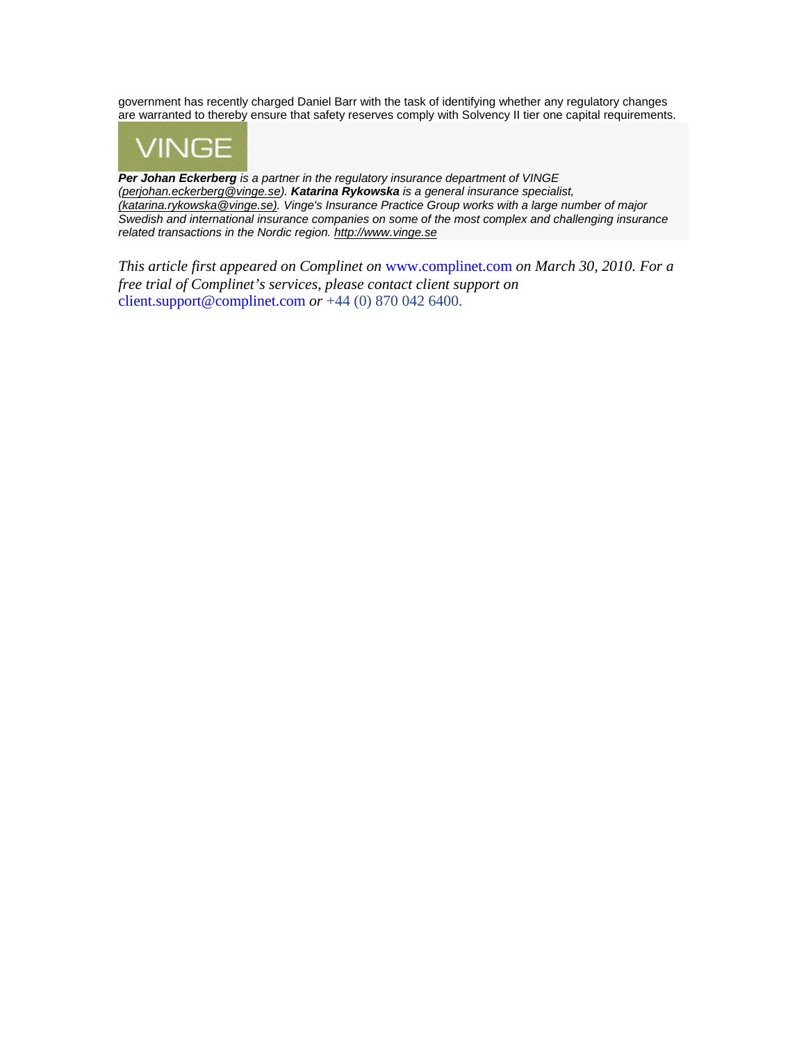government has recently charged Daniel Barr with the task of identifying whether any regulatory changes are warranted to thereby ensure that safety reserves comply with Solvency II tier one capital requirements.

VINGE

***Per Johan Eckerberg** is a partner in the regulatory insurance department of VINGE (perjohan.eckerberg@vinge.se). **Katarina Rykowska** is a general insurance specialist, (katarina.rykowska@vinge.se). Vinge's Insurance Practice Group works with a large number of major Swedish and international insurance companies on some of the most complex and challenging insurance related transactions in the Nordic region. http://www.vinge.se*

*This article first appeared on Complinet on* www.complinet.com *on March 30, 2010. For a free trial of Complinet's services, please contact client support on* client.support@complinet.com *or* +44 (0) 870 042 6400.